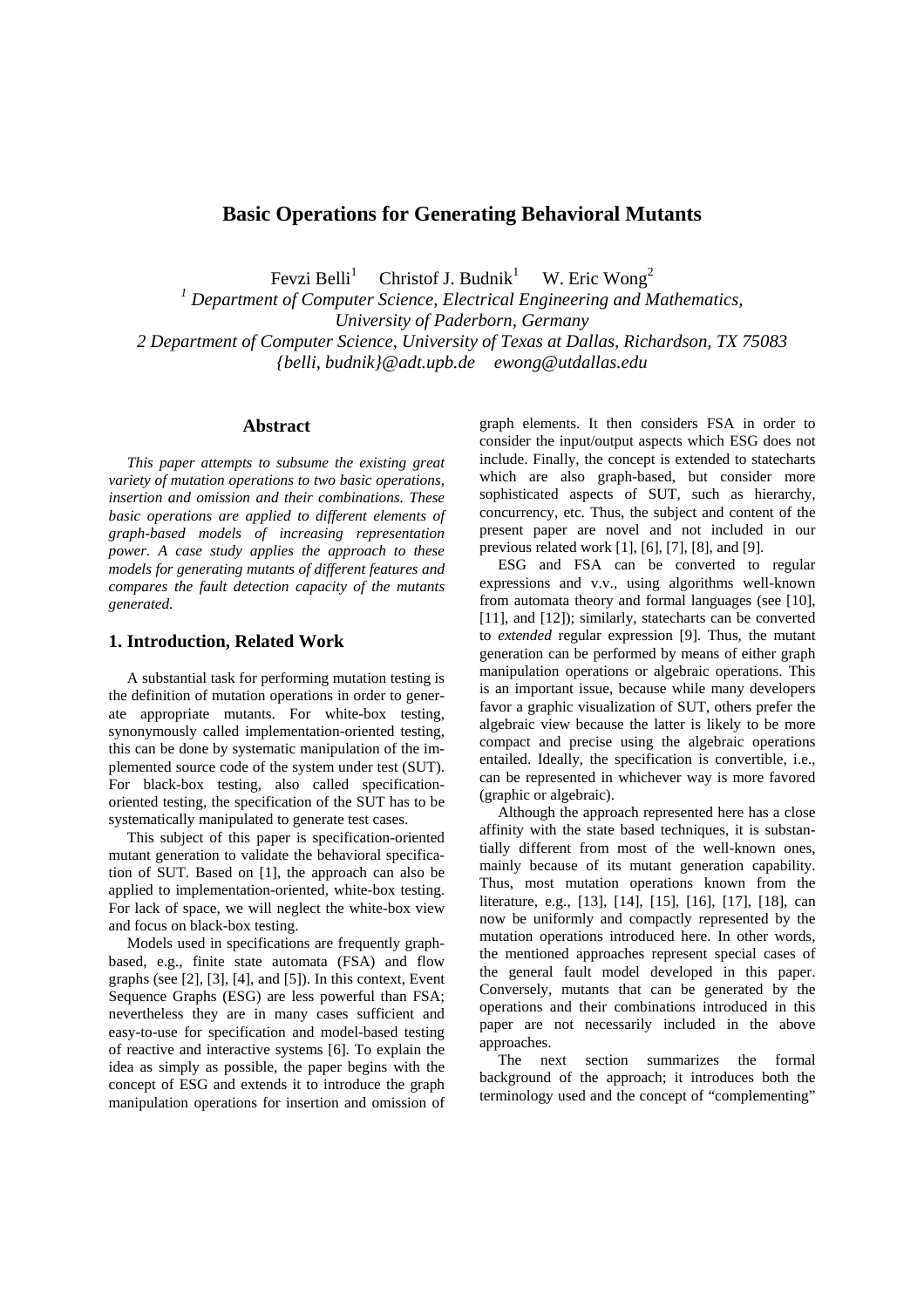# Basic Operations for Generating Behavioral Mutants

Fevzi Belli[1] Christof J. Budnik[1] W. Eric Wong[2]

[1] Department of Computer Science, Electrical Engineering and Mathematics, University of Paderborn, Germany

2 Department of Computer Science, University of Texas at Dallas, Richardson, TX 75083

{belli, budnik}@adt.upb.de ewong@utdallas.edu

## Abstract

*This paper attempts to subsume the existing great variety of mutation operations to two basic operations, insertion and omission and their combinations. These basic operations are applied to different elements of graph-based models of increasing representation power. A case study applies the approach to these models for generating mutants of different features and compares the fault detection capacity of the mutants generated.*

## 1. Introduction, Related Work

A substantial task for performing mutation testing is the definition of mutation operations in order to generate appropriate mutants. For white-box testing, synonymously called implementation-oriented testing, this can be done by systematic manipulation of the implemented source code of the system under test (SUT). For black-box testing, also called specification-oriented testing, the specification of the SUT has to be systematically manipulated to generate test cases.

This subject of this paper is specification-oriented mutant generation to validate the behavioral specification of SUT. Based on [1], the approach can also be applied to implementation-oriented, white-box testing. For lack of space, we will neglect the white-box view and focus on black-box testing.

Models used in specifications are frequently graph-based, e.g., finite state automata (FSA) and flow graphs (see [2], [3], [4], and [5]). In this context, Event Sequence Graphs (ESG) are less powerful than FSA; nevertheless they are in many cases sufficient and easy-to-use for specification and model-based testing of reactive and interactive systems [6]. To explain the idea as simply as possible, the paper begins with the concept of ESG and extends it to introduce the graph manipulation operations for insertion and omission of graph elements. It then considers FSA in order to consider the input/output aspects which ESG does not include. Finally, the concept is extended to statecharts which are also graph-based, but consider more sophisticated aspects of SUT, such as hierarchy, concurrency, etc. Thus, the subject and content of the present paper are novel and not included in our previous related work [1], [6], [7], [8], and [9].

ESG and FSA can be converted to regular expressions and v.v., using algorithms well-known from automata theory and formal languages (see [10], [11], and [12]); similarly, statecharts can be converted to *extended* regular expression [9]. Thus, the mutant generation can be performed by means of either graph manipulation operations or algebraic operations. This is an important issue, because while many developers favor a graphic visualization of SUT, others prefer the algebraic view because the latter is likely to be more compact and precise using the algebraic operations entailed. Ideally, the specification is convertible, i.e., can be represented in whichever way is more favored (graphic or algebraic).

Although the approach represented here has a close affinity with the state based techniques, it is substantially different from most of the well-known ones, mainly because of its mutant generation capability. Thus, most mutation operations known from the literature, e.g., [13], [14], [15], [16], [17], [18], can now be uniformly and compactly represented by the mutation operations introduced here. In other words, the mentioned approaches represent special cases of the general fault model developed in this paper. Conversely, mutants that can be generated by the operations and their combinations introduced in this paper are not necessarily included in the above approaches.

The next section summarizes the formal background of the approach; it introduces both the terminology used and the concept of "complementing"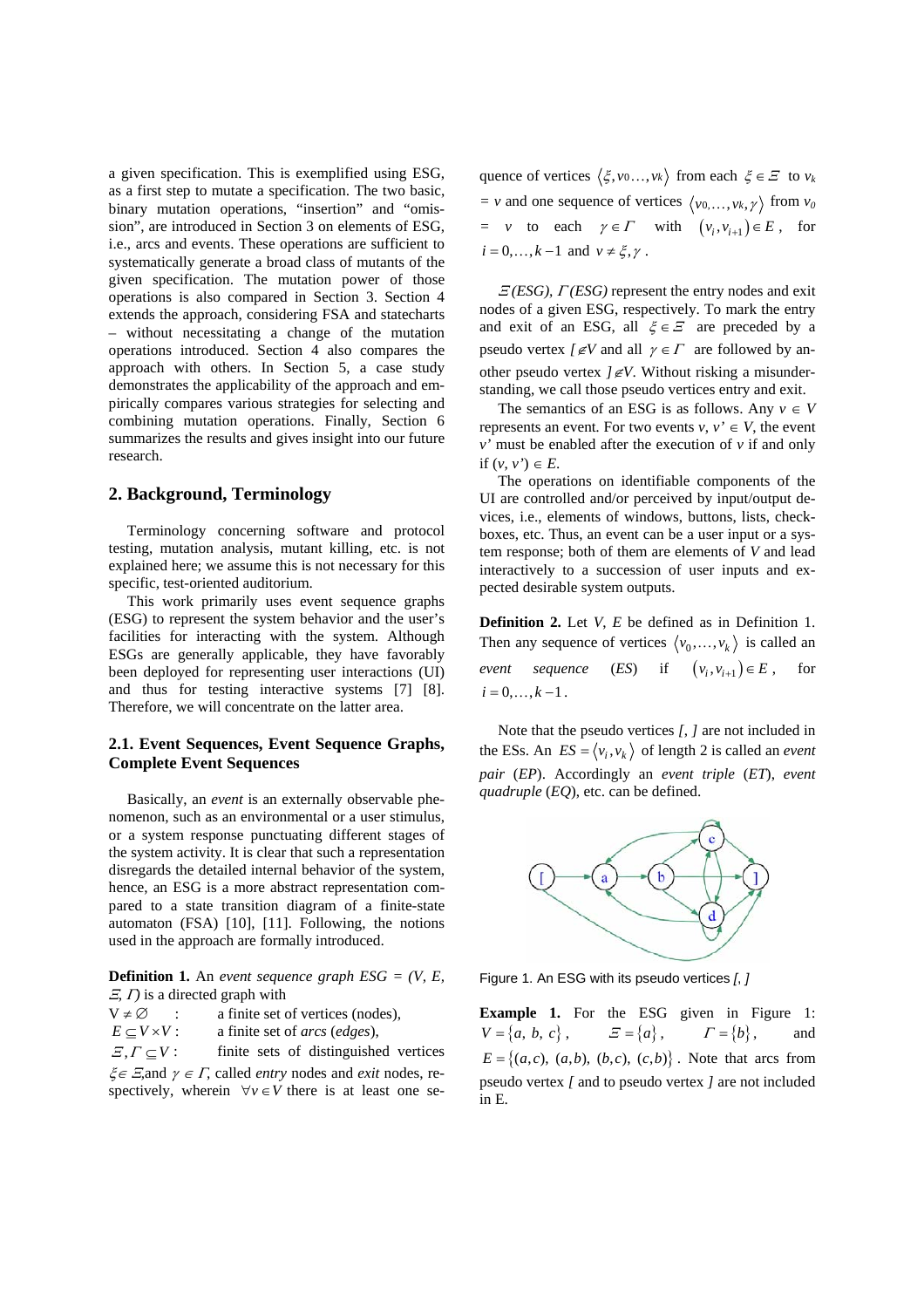a given specification. This is exemplified using ESG, as a first step to mutate a specification. The two basic, binary mutation operations, "insertion" and "omission", are introduced in Section 3 on elements of ESG, i.e., arcs and events. These operations are sufficient to systematically generate a broad class of mutants of the given specification. The mutation power of those operations is also compared in Section 3. Section 4 extends the approach, considering FSA and statecharts – without necessitating a change of the mutation operations introduced. Section 4 also compares the approach with others. In Section 5, a case study demonstrates the applicability of the approach and empirically compares various strategies for selecting and combining mutation operations. Finally, Section 6 summarizes the results and gives insight into our future research.

## 2. Background, Terminology

Terminology concerning software and protocol testing, mutation analysis, mutant killing, etc. is not explained here; we assume this is not necessary for this specific, test-oriented auditorium.

This work primarily uses event sequence graphs (ESG) to represent the system behavior and the user's facilities for interacting with the system. Although ESGs are generally applicable, they have favorably been deployed for representing user interactions (UI) and thus for testing interactive systems [7] [8]. Therefore, we will concentrate on the latter area.

### 2.1. Event Sequences, Event Sequence Graphs, Complete Event Sequences

Basically, an *event* is an externally observable phenomenon, such as an environmental or a user stimulus, or a system response punctuating different stages of the system activity. It is clear that such a representation disregards the detailed internal behavior of the system, hence, an ESG is a more abstract representation compared to a state transition diagram of a finite-state automaton (FSA) [10], [11]. Following, the notions used in the approach are formally introduced.

**Definition 1.** An *event sequence graph ESG = (V, E, $\Xi$, $\Gamma$)* is a directed graph with

$V \neq \emptyset$ : a finite set of vertices (nodes),

$E \subseteq V \times V$ : a finite set of *arcs* (*edges*),

$\Xi, \Gamma \subseteq V$ : finite sets of distinguished vertices $\xi \in \Xi$, and $\gamma \in \Gamma$, called *entry* nodes and *exit* nodes, respectively, wherein $\forall v \in V$ there is at least one sequence of vertices $\langle \xi, v_0 \ldots, v_k \rangle$ from each $\xi \in \Xi$ to $v_k = v$ and one sequence of vertices $\langle v_0, \ldots, v_k, \gamma \rangle$ from $v_0 = v$ to each $\gamma \in \Gamma$ with $(v_i, v_{i+1}) \in E$, for $i = 0, \ldots, k-1$ and $v \neq \xi, \gamma$.

$\Xi(ESG)$, $\Gamma(ESG)$ represent the entry nodes and exit nodes of a given ESG, respectively. To mark the entry and exit of an ESG, all $\xi \in \Xi$ are preceded by a pseudo vertex $[ \notin V$ and all $\gamma \in \Gamma$ are followed by another pseudo vertex $] \notin V$. Without risking a misunderstanding, we call those pseudo vertices entry and exit.

The semantics of an ESG is as follows. Any $v \in V$ represents an event. For two events $v, v' \in V$, the event $v'$ must be enabled after the execution of $v$ if and only if $(v, v') \in E$.

The operations on identifiable components of the UI are controlled and/or perceived by input/output devices, i.e., elements of windows, buttons, lists, checkboxes, etc. Thus, an event can be a user input or a system response; both of them are elements of $V$ and lead interactively to a succession of user inputs and expected desirable system outputs.

**Definition 2.** Let $V$, $E$ be defined as in Definition 1. Then any sequence of vertices $\langle v_0, \ldots, v_k \rangle$ is called an *event sequence* (*ES*) if $(v_i, v_{i+1}) \in E$, for $i = 0, \ldots, k-1$.

Note that the pseudo vertices *[*, *]* are not included in the ESs. An $ES = \langle v_i, v_k \rangle$ of length 2 is called an *event pair* (*EP*). Accordingly an *event triple* (*ET*), *event quadruple* (*EQ*), etc. can be defined.

Figure 1. An ESG with its pseudo vertices *[*, *]*

**Example 1.** For the ESG given in Figure 1: $V = \{a, b, c\}$, $\Xi = \{a\}$, $\Gamma = \{b\}$, and $E = \{(a,c), (a,b), (b,c), (c,b)\}$. Note that arcs from pseudo vertex *[* and to pseudo vertex *]* are not included in E.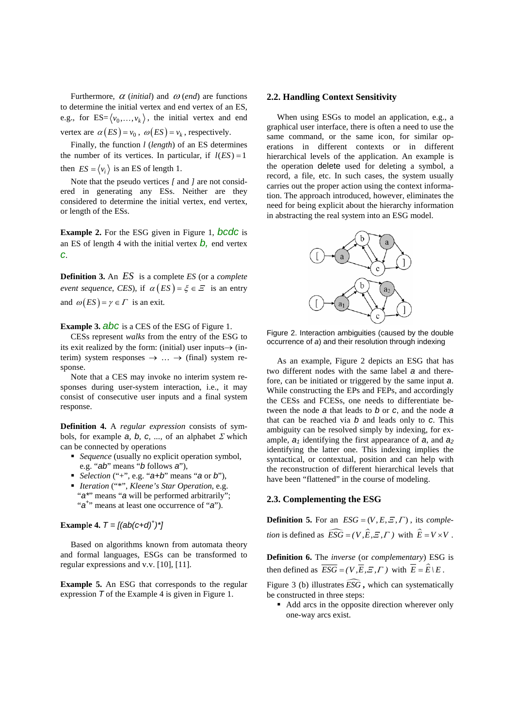Furthermore, $\alpha$ (*initial*) and $\omega$ (*end*) are functions to determine the initial vertex and end vertex of an ES, e.g., for ES=$\langle v_0, \ldots, v_k \rangle$, the initial vertex and end vertex are $\alpha(ES) = v_0$, $\omega(ES) = v_k$, respectively.

Finally, the function *l* (*length*) of an ES determines the number of its vertices. In particular, if $l(ES) = 1$ then $ES = \langle v_i \rangle$ is an ES of length 1.

Note that the pseudo vertices *[* and *]* are not considered in generating any ESs. Neither are they considered to determine the initial vertex, end vertex, or length of the ESs.

**Example 2.** For the ESG given in Figure 1, *bcdc* is an ES of length 4 with the initial vertex *b,* end vertex *c*.

**Definition 3.** An $ES$ is a complete *ES* (or a *complete event sequence, CES*), if $\alpha(ES) = \xi \in \Xi$ is an entry and $\omega(ES) = \gamma \in \Gamma$ is an exit.

**Example 3.** *abc* is a CES of the ESG of Figure 1.

CESs represent *walks* from the entry of the ESG to its exit realized by the form: (initial) user inputs→ (interim) system responses → … → (final) system response.

Note that a CES may invoke no interim system responses during user-system interaction, i.e., it may consist of consecutive user inputs and a final system response.

**Definition 4.** A *regular expression* consists of symbols, for example *a*, *b*, *c*, ..., of an alphabet $\Sigma$ which can be connected by operations

- *Sequence* (usually no explicit operation symbol, e.g. "*ab*" means "*b* follows *a*"),
- *Selection* ("+", e.g. "*a+b*" means "*a* or *b*"),
- *Iteration* ("*", *Kleene's Star Operation*, e.g. "*a**" means "*a* will be performed arbitrarily"; "$a^+$" means at least one occurrence of "*a*").

**Example 4.** $T = [(ab(c+d)^+)^*]$

Based on algorithms known from automata theory and formal languages, ESGs can be transformed to regular expressions and v.v. [10], [11].

**Example 5.** An ESG that corresponds to the regular expression *T* of the Example 4 is given in Figure 1.

## 2.2. Handling Context Sensitivity

When using ESGs to model an application, e.g., a graphical user interface, there is often a need to use the same command, or the same icon, for similar operations in different contexts or in different hierarchical levels of the application. An example is the operation delete used for deleting a symbol, a record, a file, etc. In such cases, the system usually carries out the proper action using the context information. The approach introduced, however, eliminates the need for being explicit about the hierarchy information in abstracting the real system into an ESG model.

Figure 2. Interaction ambiguities (caused by the double occurrence of *a*) and their resolution through indexing

As an example, Figure 2 depicts an ESG that has two different nodes with the same label *a* and therefore, can be initiated or triggered by the same input *a*. While constructing the EPs and FEPs, and accordingly the CESs and FCESs, one needs to differentiate between the node *a* that leads to *b* or *c*, and the node *a* that can be reached via *b* and leads only to *c*. This ambiguity can be resolved simply by indexing, for example, $a_1$ identifying the first appearance of *a*, and $a_2$ identifying the latter one. This indexing implies the syntactical, or contextual, position and can help with the reconstruction of different hierarchical levels that have been "flattened" in the course of modeling.

## 2.3. Complementing the ESG

**Definition 5.** For an $ESG = (V, E, \Xi, \Gamma)$, its *completion* is defined as $\widehat{ESG} = (V, \hat{E}, \Xi, \Gamma)$ with $\hat{E} = V \times V$.

**Definition 6.** The *inverse* (or *complementary*) ESG is then defined as $\overline{ESG} = (V, \overline{E}, \Xi, \Gamma)$ with $\overline{E} = \hat{E} \setminus E$.

Figure 3 (b) illustrates $\widehat{ESG}$, which can systematically be constructed in three steps:

- Add arcs in the opposite direction wherever only one-way arcs exist.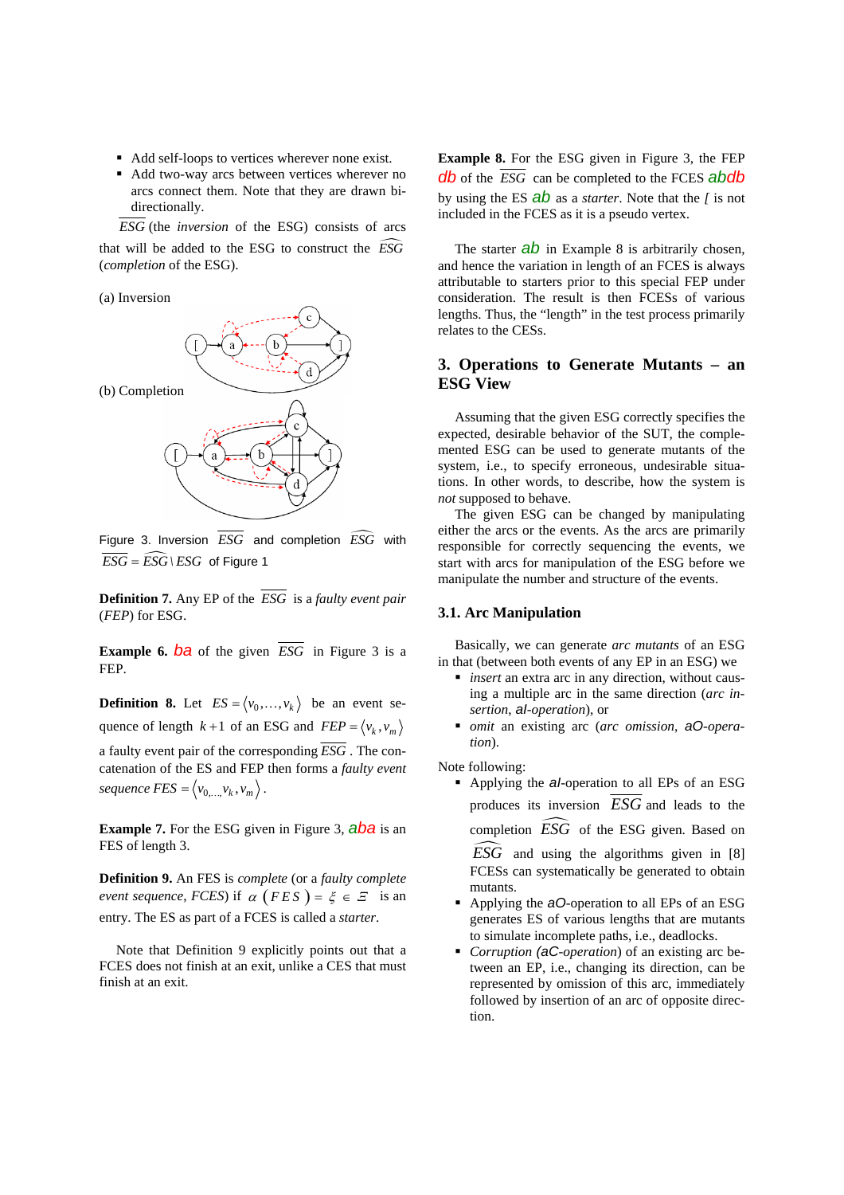- Add self-loops to vertices wherever none exist.
- Add two-way arcs between vertices wherever no arcs connect them. Note that they are drawn bi-directionally.

$\overline{ESG}$ (the *inversion* of the ESG) consists of arcs that will be added to the ESG to construct the $\widehat{ESG}$ (*completion* of the ESG).

(a) Inversion

(b) Completion

Figure 3. Inversion $\overline{ESG}$ and completion $\widehat{ESG}$ with $\overline{ESG} = \widehat{ESG} \setminus ESG$ of Figure 1

**Definition 7.** Any EP of the $\overline{ESG}$ is a *faulty event pair* (*FEP*) for ESG.

**Example 6.** *ba* of the given $\overline{ESG}$ in Figure 3 is a FEP.

**Definition 8.** Let $ES = \langle v_0, \ldots, v_k \rangle$ be an event sequence of length $k+1$ of an ESG and $FEP = \langle v_k, v_m \rangle$ a faulty event pair of the corresponding $\overline{ESG}$. The concatenation of the ES and FEP then forms a *faulty event sequence* $FES = \langle v_{0,\ldots,} v_k, v_m \rangle$.

**Example 7.** For the ESG given in Figure 3, *aba* is an FES of length 3.

**Definition 9.** An FES is *complete* (or a *faulty complete event sequence*, *FCES*) if $\alpha\,(FES) = \xi \in \Xi$ is an entry. The ES as part of a FCES is called a *starter*.

Note that Definition 9 explicitly points out that a FCES does not finish at an exit, unlike a CES that must finish at an exit.

**Example 8.** For the ESG given in Figure 3, the FEP *db* of the $\overline{ESG}$ can be completed to the FCES *abdb* by using the ES *ab* as a *starter*. Note that the *[* is not included in the FCES as it is a pseudo vertex.

The starter *ab* in Example 8 is arbitrarily chosen, and hence the variation in length of an FCES is always attributable to starters prior to this special FEP under consideration. The result is then FCESs of various lengths. Thus, the "length" in the test process primarily relates to the CESs.

## 3. Operations to Generate Mutants – an ESG View

Assuming that the given ESG correctly specifies the expected, desirable behavior of the SUT, the complemented ESG can be used to generate mutants of the system, i.e., to specify erroneous, undesirable situations. In other words, to describe, how the system is *not* supposed to behave.

The given ESG can be changed by manipulating either the arcs or the events. As the arcs are primarily responsible for correctly sequencing the events, we start with arcs for manipulation of the ESG before we manipulate the number and structure of the events.

### 3.1. Arc Manipulation

Basically, we can generate *arc mutants* of an ESG in that (between both events of any EP in an ESG) we

- *insert* an extra arc in any direction, without causing a multiple arc in the same direction (*arc insertion*, *aI-operation*), or
- *omit* an existing arc (*arc omission*, *aO-operation*).

Note following:

- Applying the *aI*-operation to all EPs of an ESG produces its inversion $\overline{ESG}$ and leads to the completion $\widehat{ESG}$ of the ESG given. Based on $\widehat{ESG}$ and using the algorithms given in [8] FCESs can systematically be generated to obtain mutants.
- Applying the *aO*-operation to all EPs of an ESG generates ES of various lengths that are mutants to simulate incomplete paths, i.e., deadlocks.
- *Corruption (aC-operation)* of an existing arc between an EP, i.e., changing its direction, can be represented by omission of this arc, immediately followed by insertion of an arc of opposite direction.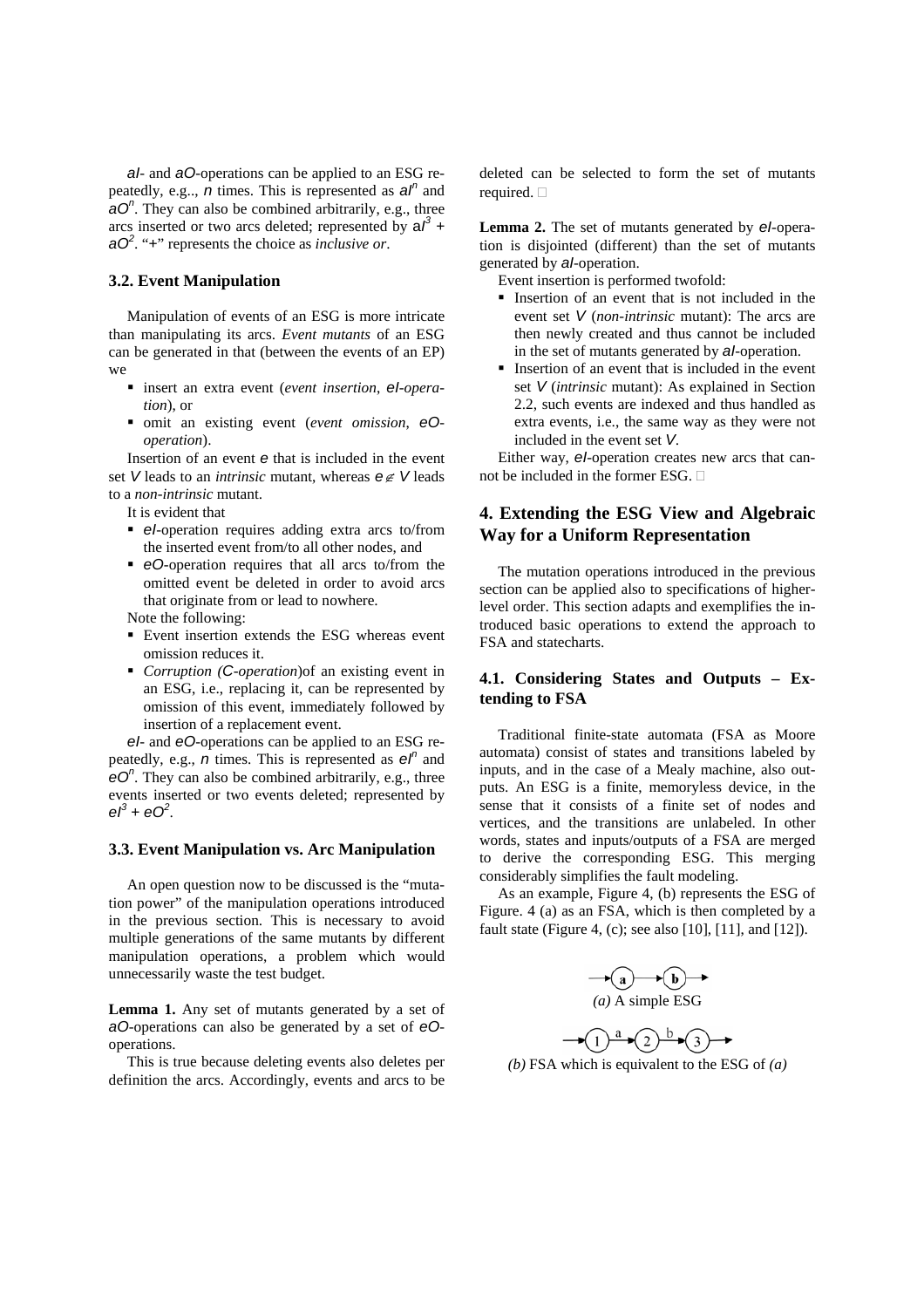*aI*- and *aO*-operations can be applied to an ESG repeatedly, e.g.., *n* times. This is represented as $aI^n$ and $aO^n$. They can also be combined arbitrarily, e.g., three arcs inserted or two arcs deleted; represented by $aI^3 + aO^2$. "+" represents the choice as *inclusive or*.

### 3.2. Event Manipulation

Manipulation of events of an ESG is more intricate than manipulating its arcs. *Event mutants* of an ESG can be generated in that (between the events of an EP) we

- insert an extra event (*event insertion*, *eI-operation*), or
- omit an existing event (*event omission*, *eO-operation*).

Insertion of an event $e$ that is included in the event set $V$ leads to an *intrinsic* mutant, whereas $e \notin V$ leads to a *non-intrinsic* mutant.

It is evident that

- *eI*-operation requires adding extra arcs to/from the inserted event from/to all other nodes, and
- *eO*-operation requires that all arcs to/from the omitted event be deleted in order to avoid arcs that originate from or lead to nowhere.

Note the following:

- Event insertion extends the ESG whereas event omission reduces it.
- *Corruption (C-operation)*of an existing event in an ESG, i.e., replacing it, can be represented by omission of this event, immediately followed by insertion of a replacement event.

*eI*- and *eO*-operations can be applied to an ESG repeatedly, e.g., *n* times. This is represented as $eI^n$ and $eO^n$. They can also be combined arbitrarily, e.g., three events inserted or two events deleted; represented by $eI^3 + eO^2$.

### 3.3. Event Manipulation vs. Arc Manipulation

An open question now to be discussed is the "mutation power" of the manipulation operations introduced in the previous section. This is necessary to avoid multiple generations of the same mutants by different manipulation operations, a problem which would unnecessarily waste the test budget.

**Lemma 1.** Any set of mutants generated by a set of *aO*-operations can also be generated by a set of *eO*-operations.

This is true because deleting events also deletes per definition the arcs. Accordingly, events and arcs to be deleted can be selected to form the set of mutants required. □

**Lemma 2.** The set of mutants generated by *eI*-operation is disjointed (different) than the set of mutants generated by *aI*-operation.

Event insertion is performed twofold:

- Insertion of an event that is not included in the event set $V$ (*non-intrinsic* mutant): The arcs are then newly created and thus cannot be included in the set of mutants generated by *aI*-operation.
- Insertion of an event that is included in the event set $V$ (*intrinsic* mutant): As explained in Section 2.2, such events are indexed and thus handled as extra events, i.e., the same way as they were not included in the event set $V$.

Either way, *eI*-operation creates new arcs that cannot be included in the former ESG. □

## 4. Extending the ESG View and Algebraic Way for a Uniform Representation

The mutation operations introduced in the previous section can be applied also to specifications of higher-level order. This section adapts and exemplifies the introduced basic operations to extend the approach to FSA and statecharts.

### 4.1. Considering States and Outputs – Extending to FSA

Traditional finite-state automata (FSA as Moore automata) consist of states and transitions labeled by inputs, and in the case of a Mealy machine, also outputs. An ESG is a finite, memoryless device, in the sense that it consists of a finite set of nodes and vertices, and the transitions are unlabeled. In other words, states and inputs/outputs of a FSA are merged to derive the corresponding ESG. This merging considerably simplifies the fault modeling.

As an example, Figure 4, (b) represents the ESG of Figure. 4 (a) as an FSA, which is then completed by a fault state (Figure 4, (c); see also [10], [11], and [12]).

*(a)* A simple ESG

*(b)* FSA which is equivalent to the ESG of *(a)*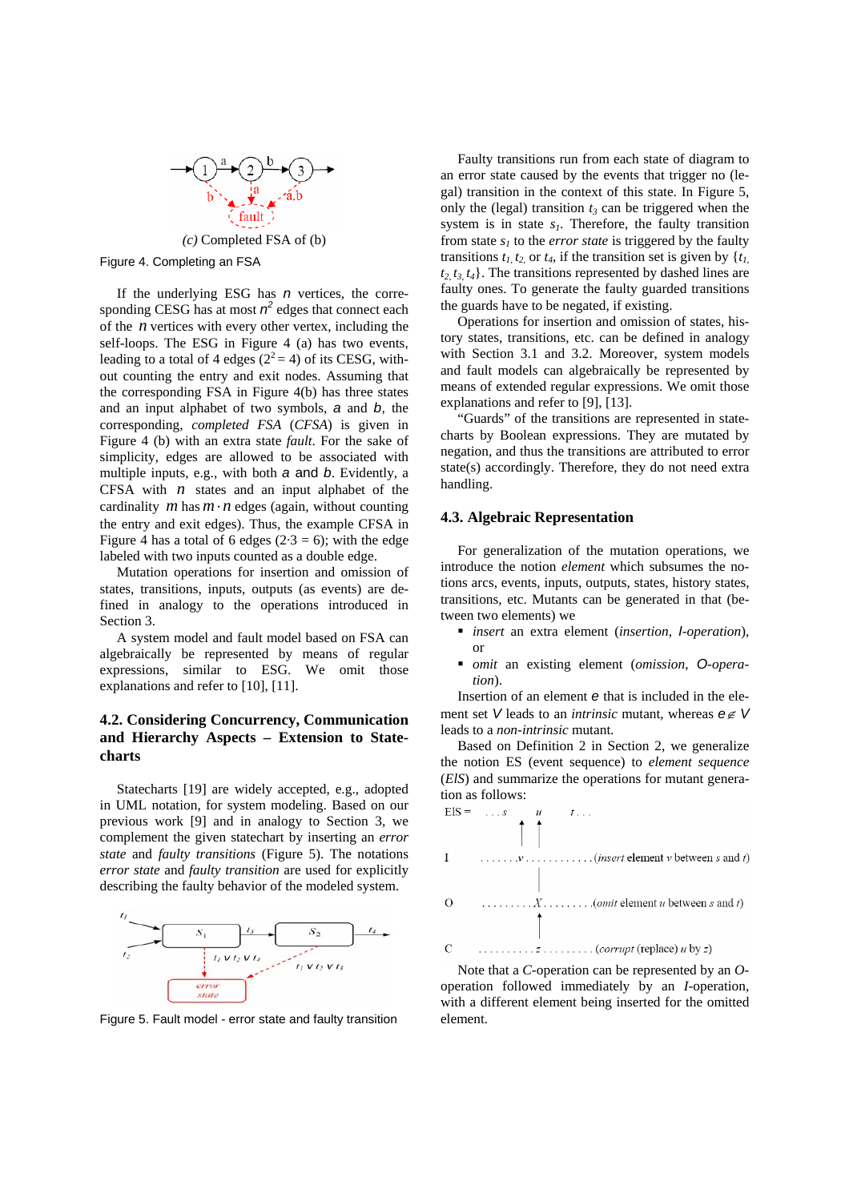*(c)* Completed FSA of (b)

Figure 4. Completing an FSA

If the underlying ESG has $n$ vertices, the corresponding CESG has at most $n^2$ edges that connect each of the $n$ vertices with every other vertex, including the self-loops. The ESG in Figure 4 (a) has two events, leading to a total of 4 edges ($2^2 = 4$) of its CESG, without counting the entry and exit nodes. Assuming that the corresponding FSA in Figure 4(b) has three states and an input alphabet of two symbols, $a$ and $b$, the corresponding, *completed FSA* (*CFSA*) is given in Figure 4 (b) with an extra state *fault*. For the sake of simplicity, edges are allowed to be associated with multiple inputs, e.g., with both $a$ and $b$. Evidently, a CFSA with $n$ states and an input alphabet of the cardinality $m$ has $m \cdot n$ edges (again, without counting the entry and exit edges). Thus, the example CFSA in Figure 4 has a total of 6 edges ($2 \cdot 3 = 6$); with the edge labeled with two inputs counted as a double edge.

Mutation operations for insertion and omission of states, transitions, inputs, outputs (as events) are defined in analogy to the operations introduced in Section 3.

A system model and fault model based on FSA can algebraically be represented by means of regular expressions, similar to ESG. We omit those explanations and refer to [10], [11].

## 4.2. Considering Concurrency, Communication and Hierarchy Aspects – Extension to Statecharts

Statecharts [19] are widely accepted, e.g., adopted in UML notation, for system modeling. Based on our previous work [9] and in analogy to Section 3, we complement the given statechart by inserting an *error state* and *faulty transitions* (Figure 5). The notations *error state* and *faulty transition* are used for explicitly describing the faulty behavior of the modeled system.

Figure 5. Fault model - error state and faulty transition

Faulty transitions run from each state of diagram to an error state caused by the events that trigger no (legal) transition in the context of this state. In Figure 5, only the (legal) transition $t_3$ can be triggered when the system is in state $s_1$. Therefore, the faulty transition from state $s_1$ to the *error state* is triggered by the faulty transitions $t_1$, $t_2$, or $t_4$, if the transition set is given by $\{t_1, t_2, t_3, t_4\}$. The transitions represented by dashed lines are faulty ones. To generate the faulty guarded transitions the guards have to be negated, if existing.

Operations for insertion and omission of states, history states, transitions, etc. can be defined in analogy with Section 3.1 and 3.2. Moreover, system models and fault models can algebraically be represented by means of extended regular expressions. We omit those explanations and refer to [9], [13].

"Guards" of the transitions are represented in statecharts by Boolean expressions. They are mutated by negation, and thus the transitions are attributed to error state(s) accordingly. Therefore, they do not need extra handling.

## 4.3. Algebraic Representation

For generalization of the mutation operations, we introduce the notion *element* which subsumes the notions arcs, events, inputs, outputs, states, history states, transitions, etc. Mutants can be generated in that (between two elements) we

- *insert* an extra element (*insertion*, *I-operation*), or
- *omit* an existing element (*omission*, *O-operation*).

Insertion of an element $e$ that is included in the element set $V$ leads to an *intrinsic* mutant, whereas $e \notin V$ leads to a *non-intrinsic* mutant.

Based on Definition 2 in Section 2, we generalize the notion ES (event sequence) to *element sequence* (*ElS*) and summarize the operations for mutant generation as follows:

```
ElS =   . . . s     u       t . . .
I       . . . . . . v . . . . . . . . . . . . (insert element v between s and t)
O       . . . . . . . . . X . . . . . . . . .(omit element u between s and t)
C       . . . . . . . . . . z . . . . . . . . . (corrupt (replace) u by z)
```

Note that a *C*-operation can be represented by an *O*-operation followed immediately by an *I*-operation, with a different element being inserted for the omitted element.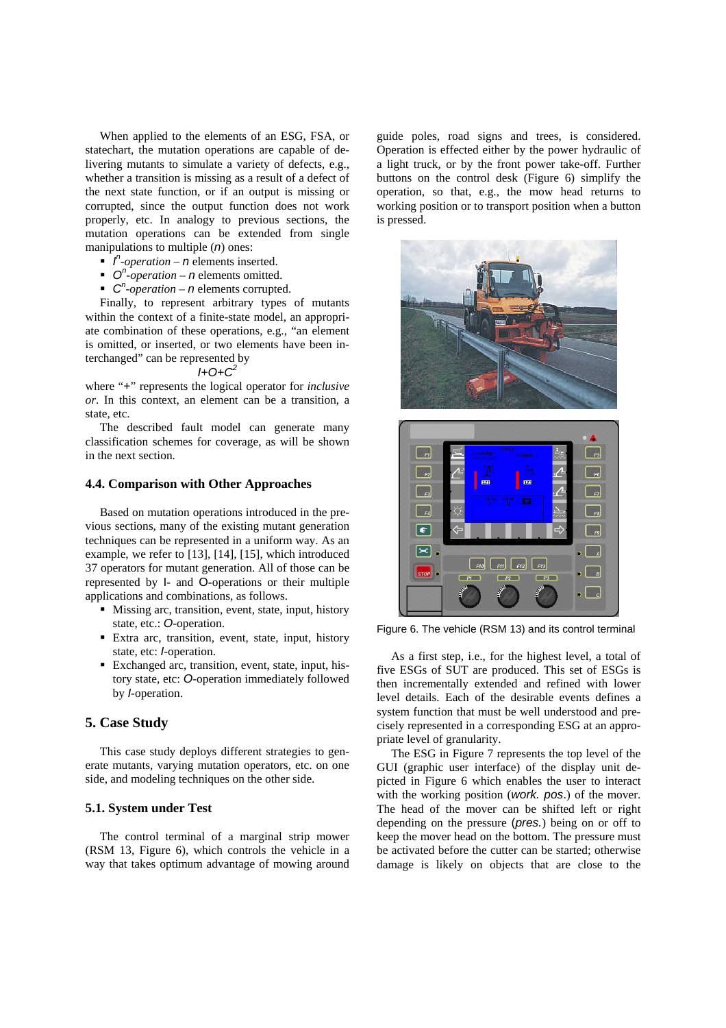When applied to the elements of an ESG, FSA, or statechart, the mutation operations are capable of delivering mutants to simulate a variety of defects, e.g., whether a transition is missing as a result of a defect of the next state function, or if an output is missing or corrupted, since the output function does not work properly, etc. In analogy to previous sections, the mutation operations can be extended from single manipulations to multiple ($n$) ones:

- $I^n$*-operation* – $n$ elements inserted.
- $O^n$*-operation* – $n$ elements omitted.
- $C^n$*-operation* – $n$ elements corrupted.

Finally, to represent arbitrary types of mutants within the context of a finite-state model, an appropriate combination of these operations, e.g., "an element is omitted, or inserted, or two elements have been interchanged" can be represented by

$$I+O+C^2$$

where "+" represents the logical operator for *inclusive or*. In this context, an element can be a transition, a state, etc.

The described fault model can generate many classification schemes for coverage, as will be shown in the next section.

### 4.4. Comparison with Other Approaches

Based on mutation operations introduced in the previous sections, many of the existing mutant generation techniques can be represented in a uniform way. As an example, we refer to [13], [14], [15], which introduced 37 operators for mutant generation. All of those can be represented by I- and O-operations or their multiple applications and combinations, as follows.

- Missing arc, transition, event, state, input, history state, etc.: *O*-operation.
- Extra arc, transition, event, state, input, history state, etc: *I*-operation.
- Exchanged arc, transition, event, state, input, history state, etc: *O*-operation immediately followed by *I*-operation.

## 5. Case Study

This case study deploys different strategies to generate mutants, varying mutation operators, etc. on one side, and modeling techniques on the other side.

### 5.1. System under Test

The control terminal of a marginal strip mower (RSM 13, Figure 6), which controls the vehicle in a way that takes optimum advantage of mowing around guide poles, road signs and trees, is considered. Operation is effected either by the power hydraulic of a light truck, or by the front power take-off. Further buttons on the control desk (Figure 6) simplify the operation, so that, e.g., the mow head returns to working position or to transport position when a button is pressed.

Figure 6. The vehicle (RSM 13) and its control terminal

As a first step, i.e., for the highest level, a total of five ESGs of SUT are produced. This set of ESGs is then incrementally extended and refined with lower level details. Each of the desirable events defines a system function that must be well understood and precisely represented in a corresponding ESG at an appropriate level of granularity.

The ESG in Figure 7 represents the top level of the GUI (graphic user interface) of the display unit depicted in Figure 6 which enables the user to interact with the working position (*work. pos.*) of the mover. The head of the mover can be shifted left or right depending on the pressure (*pres.*) being on or off to keep the mover head on the bottom. The pressure must be activated before the cutter can be started; otherwise damage is likely on objects that are close to the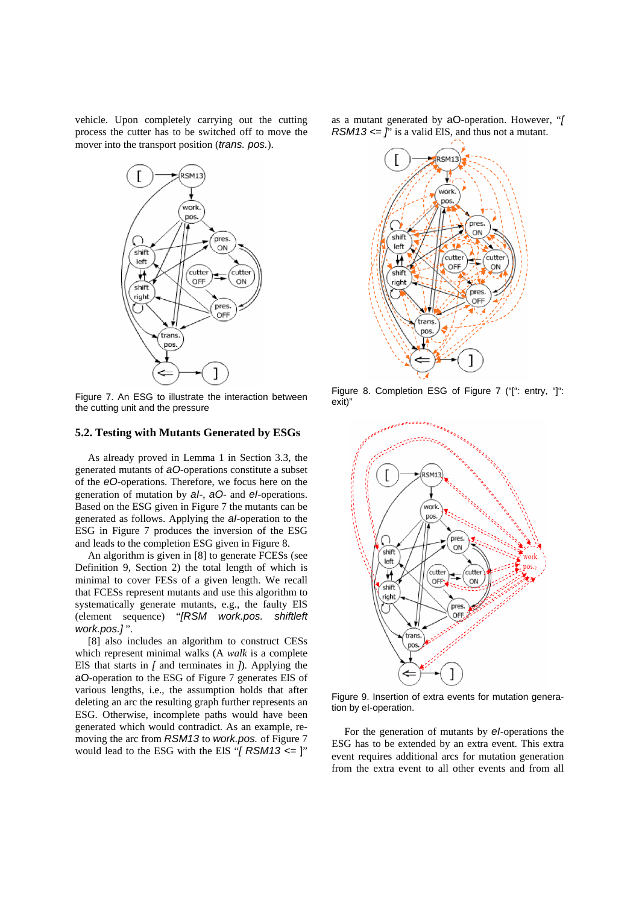vehicle. Upon completely carrying out the cutting process the cutter has to be switched off to move the mover into the transport position (*trans. pos.*).

Figure 7. An ESG to illustrate the interaction between the cutting unit and the pressure

## 5.2. Testing with Mutants Generated by ESGs

As already proved in Lemma 1 in Section 3.3, the generated mutants of *aO*-operations constitute a subset of the *eO*-operations. Therefore, we focus here on the generation of mutation by *aI*-, *aO*- and *eI*-operations. Based on the ESG given in Figure 7 the mutants can be generated as follows. Applying the *aI*-operation to the ESG in Figure 7 produces the inversion of the ESG and leads to the completion ESG given in Figure 8.

An algorithm is given in [8] to generate FCESs (see Definition 9, Section 2) the total length of which is minimal to cover FESs of a given length. We recall that FCESs represent mutants and use this algorithm to systematically generate mutants, e.g., the faulty ElS (element sequence) "*[RSM work.pos. shiftleft work.pos.]* ".

[8] also includes an algorithm to construct CESs which represent minimal walks (A *walk* is a complete ElS that starts in *[* and terminates in *]*). Applying the aO-operation to the ESG of Figure 7 generates ElS of various lengths, i.e., the assumption holds that after deleting an arc the resulting graph further represents an ESG. Otherwise, incomplete paths would have been generated which would contradict. As an example, removing the arc from *RSM13* to *work.pos.* of Figure 7 would lead to the ESG with the ElS "*[ RSM13 <=* ]" as a mutant generated by aO-operation. However, "*[ RSM13 <= ]*" is a valid ElS, and thus not a mutant.

Figure 8. Completion ESG of Figure 7 ("[": entry, "]": exit)"

Figure 9. Insertion of extra events for mutation generation by eI-operation.

For the generation of mutants by *eI*-operations the ESG has to be extended by an extra event. This extra event requires additional arcs for mutation generation from the extra event to all other events and from all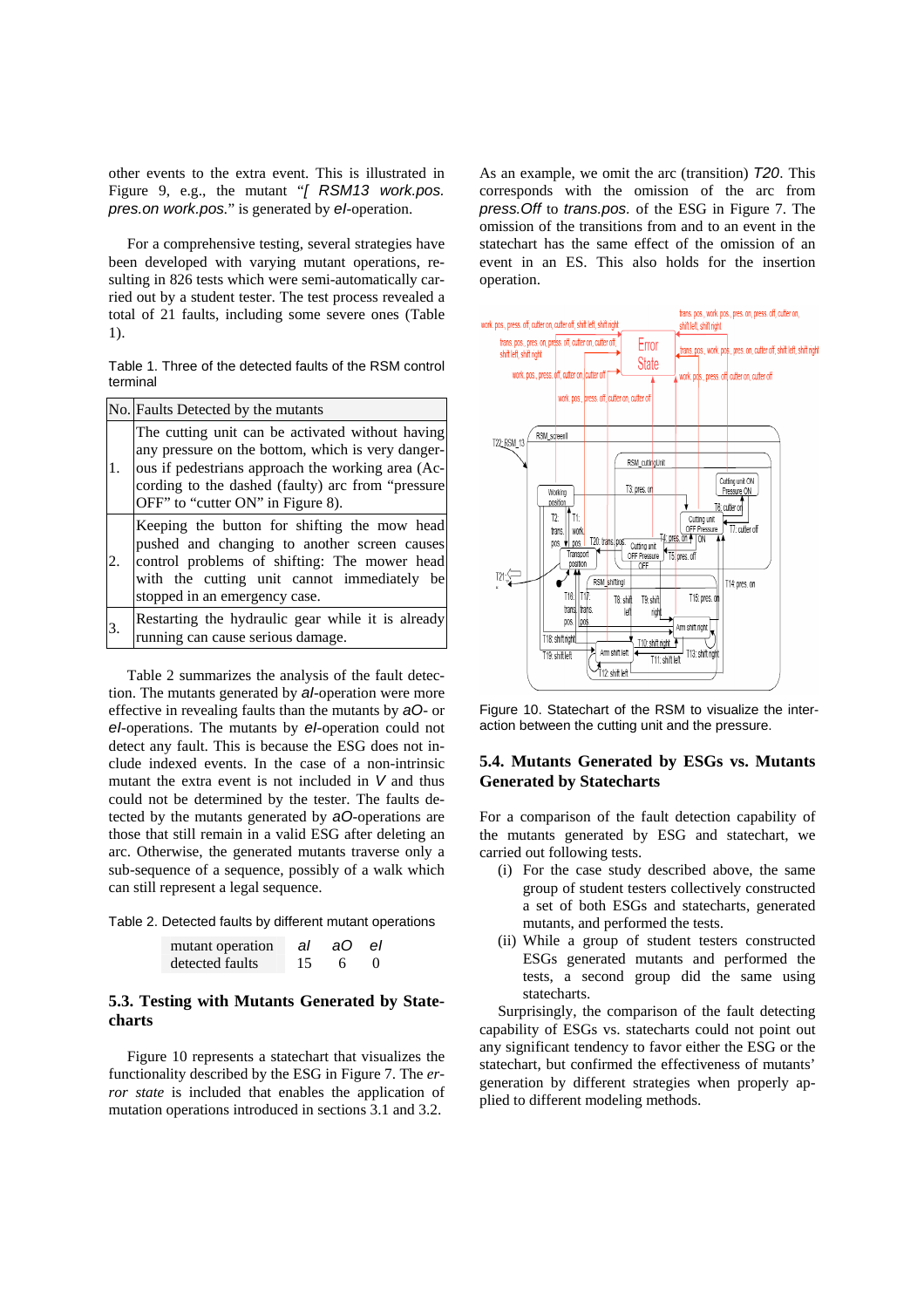other events to the extra event. This is illustrated in Figure 9, e.g., the mutant "*[ RSM13 work.pos. pres.on work.pos.*" is generated by *eI*-operation.

For a comprehensive testing, several strategies have been developed with varying mutant operations, resulting in 826 tests which were semi-automatically carried out by a student tester. The test process revealed a total of 21 faults, including some severe ones (Table 1).

Table 1. Three of the detected faults of the RSM control terminal

| No. | Faults Detected by the mutants |
|---|---|
| 1. | The cutting unit can be activated without having any pressure on the bottom, which is very dangerous if pedestrians approach the working area (According to the dashed (faulty) arc from "pressure OFF" to "cutter ON" in Figure 8). |
| 2. | Keeping the button for shifting the mow head pushed and changing to another screen causes control problems of shifting: The mower head with the cutting unit cannot immediately be stopped in an emergency case. |
| 3. | Restarting the hydraulic gear while it is already running can cause serious damage. |

Table 2 summarizes the analysis of the fault detection. The mutants generated by *aI*-operation were more effective in revealing faults than the mutants by *aO*- or *eI*-operations. The mutants by *eI*-operation could not detect any fault. This is because the ESG does not include indexed events. In the case of a non-intrinsic mutant the extra event is not included in *V* and thus could not be determined by the tester. The faults detected by the mutants generated by *aO*-operations are those that still remain in a valid ESG after deleting an arc. Otherwise, the generated mutants traverse only a sub-sequence of a sequence, possibly of a walk which can still represent a legal sequence.

Table 2. Detected faults by different mutant operations

| mutant operation | *aI* | *aO* | *eI* |
|---|---|---|---|
| detected faults | 15 | 6 | 0 |

### 5.3. Testing with Mutants Generated by Statecharts

Figure 10 represents a statechart that visualizes the functionality described by the ESG in Figure 7. The *error state* is included that enables the application of mutation operations introduced in sections 3.1 and 3.2.

As an example, we omit the arc (transition) *T20*. This corresponds with the omission of the arc from *press.Off* to *trans.pos.* of the ESG in Figure 7. The omission of the transitions from and to an event in the statechart has the same effect of the omission of an event in an ES. This also holds for the insertion operation.

Figure 10. Statechart of the RSM to visualize the interaction between the cutting unit and the pressure.

### 5.4. Mutants Generated by ESGs vs. Mutants Generated by Statecharts

For a comparison of the fault detection capability of the mutants generated by ESG and statechart, we carried out following tests.

(i) For the case study described above, the same group of student testers collectively constructed a set of both ESGs and statecharts, generated mutants, and performed the tests.

(ii) While a group of student testers constructed ESGs generated mutants and performed the tests, a second group did the same using statecharts.

Surprisingly, the comparison of the fault detecting capability of ESGs vs. statecharts could not point out any significant tendency to favor either the ESG or the statechart, but confirmed the effectiveness of mutants' generation by different strategies when properly applied to different modeling methods.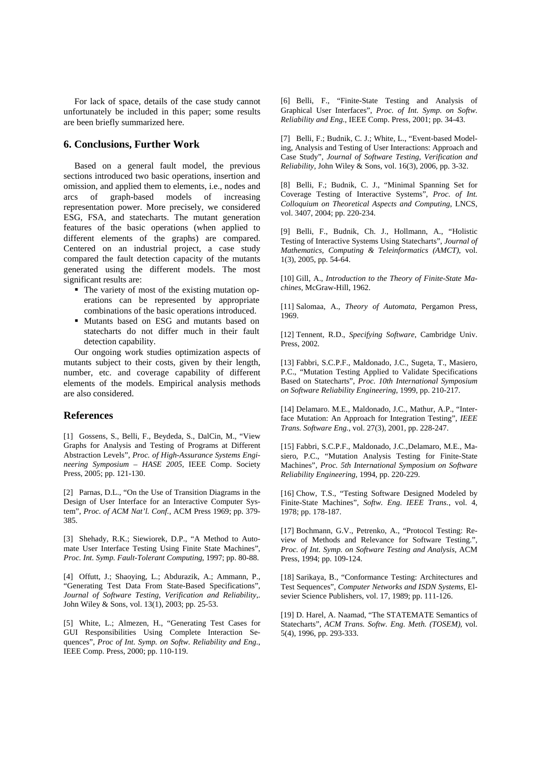For lack of space, details of the case study cannot unfortunately be included in this paper; some results are been briefly summarized here.

## 6. Conclusions, Further Work

Based on a general fault model, the previous sections introduced two basic operations, insertion and omission, and applied them to elements, i.e., nodes and arcs of graph-based models of increasing representation power. More precisely, we considered ESG, FSA, and statecharts. The mutant generation features of the basic operations (when applied to different elements of the graphs) are compared. Centered on an industrial project, a case study compared the fault detection capacity of the mutants generated using the different models. The most significant results are:

- The variety of most of the existing mutation operations can be represented by appropriate combinations of the basic operations introduced.
- Mutants based on ESG and mutants based on statecharts do not differ much in their fault detection capability.

Our ongoing work studies optimization aspects of mutants subject to their costs, given by their length, number, etc. and coverage capability of different elements of the models. Empirical analysis methods are also considered.

## References

[1] Gossens, S., Belli, F., Beydeda, S., DalCin, M., "View Graphs for Analysis and Testing of Programs at Different Abstraction Levels", *Proc. of High-Assurance Systems Engineering Symposium – HASE 2005*, IEEE Comp. Society Press, 2005; pp. 121-130.

[2] Parnas, D.L., "On the Use of Transition Diagrams in the Design of User Interface for an Interactive Computer System", *Proc. of ACM Nat'l. Conf.*, ACM Press 1969; pp. 379-385.

[3] Shehady, R.K.; Siewiorek, D.P., "A Method to Automate User Interface Testing Using Finite State Machines", *Proc. Int. Symp. Fault-Tolerant Computing*, 1997; pp. 80-88.

[4] Offutt, J.; Shaoying, L.; Abdurazik, A.; Ammann, P., "Generating Test Data From State-Based Specifications", *Journal of Software Testing, Verification and Reliability*,. John Wiley & Sons, vol. 13(1), 2003; pp. 25-53.

[5] White, L.; Almezen, H., "Generating Test Cases for GUI Responsibilities Using Complete Interaction Sequences", *Proc of Int. Symp. on Softw. Reliability and Eng.*, IEEE Comp. Press, 2000; pp. 110-119.

[6] Belli, F., "Finite-State Testing and Analysis of Graphical User Interfaces", *Proc. of Int. Symp. on Softw. Reliability and Eng.*, IEEE Comp. Press, 2001; pp. 34-43.

[7] Belli, F.; Budnik, C. J.; White, L., "Event-based Modeling, Analysis and Testing of User Interactions: Approach and Case Study", *Journal of Software Testing, Verification and Reliability*, John Wiley & Sons, vol. 16(3), 2006, pp. 3-32.

[8] Belli, F.; Budnik, C. J., "Minimal Spanning Set for Coverage Testing of Interactive Systems", *Proc. of Int. Colloquium on Theoretical Aspects and Computing*, LNCS, vol. 3407, 2004; pp. 220-234.

[9] Belli, F., Budnik, Ch. J., Hollmann, A., "Holistic Testing of Interactive Systems Using Statecharts", *Journal of Mathematics, Computing & Teleinformatics (AMCT)*, vol. 1(3), 2005, pp. 54-64.

[10] Gill, A., *Introduction to the Theory of Finite-State Machines*, McGraw-Hill, 1962.

[11] Salomaa, A., *Theory of Automata*, Pergamon Press, 1969.

[12] Tennent, R.D., *Specifying Software*, Cambridge Univ. Press, 2002.

[13] Fabbri, S.C.P.F., Maldonado, J.C., Sugeta, T., Masiero, P.C., "Mutation Testing Applied to Validate Specifications Based on Statecharts", *Proc. 10th International Symposium on Software Reliability Engineering*, 1999, pp. 210-217.

[14] Delamaro. M.E., Maldonado, J.C., Mathur, A.P., "Interface Mutation: An Approach for Integration Testing", *IEEE Trans. Software Eng.*, vol. 27(3), 2001, pp. 228-247.

[15] Fabbri, S.C.P.F., Maldonado, J.C.,Delamaro, M.E., Masiero, P.C., "Mutation Analysis Testing for Finite-State Machines", *Proc. 5th International Symposium on Software Reliability Engineering*, 1994, pp. 220-229.

[16] Chow, T.S., "Testing Software Designed Modeled by Finite-State Machines", *Softw. Eng. IEEE Trans.*, vol. 4, 1978; pp. 178-187.

[17] Bochmann, G.V., Petrenko, A., "Protocol Testing: Review of Methods and Relevance for Software Testing.", *Proc. of Int. Symp. on Software Testing and Analysis*, ACM Press, 1994; pp. 109-124.

[18] Sarikaya, B., "Conformance Testing: Architectures and Test Sequences", *Computer Networks and ISDN Systems*, Elsevier Science Publishers, vol. 17, 1989; pp. 111-126.

[19] D. Harel, A. Naamad, "The STATEMATE Semantics of Statecharts", *ACM Trans. Softw. Eng. Meth. (TOSEM)*, vol. 5(4), 1996, pp. 293-333.